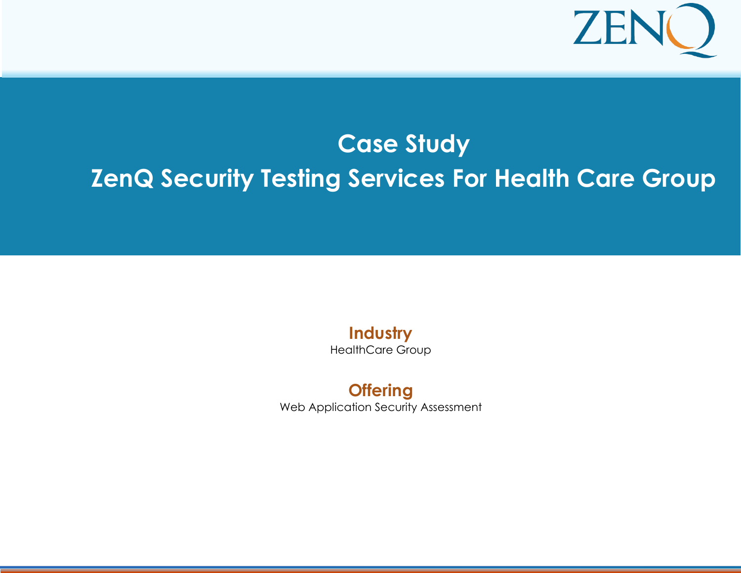# Case Study

# ZenQ Security Testing Services For Health Care Group

**Industry**

HealthCare Group

**Offering**

Web Application Security Assessment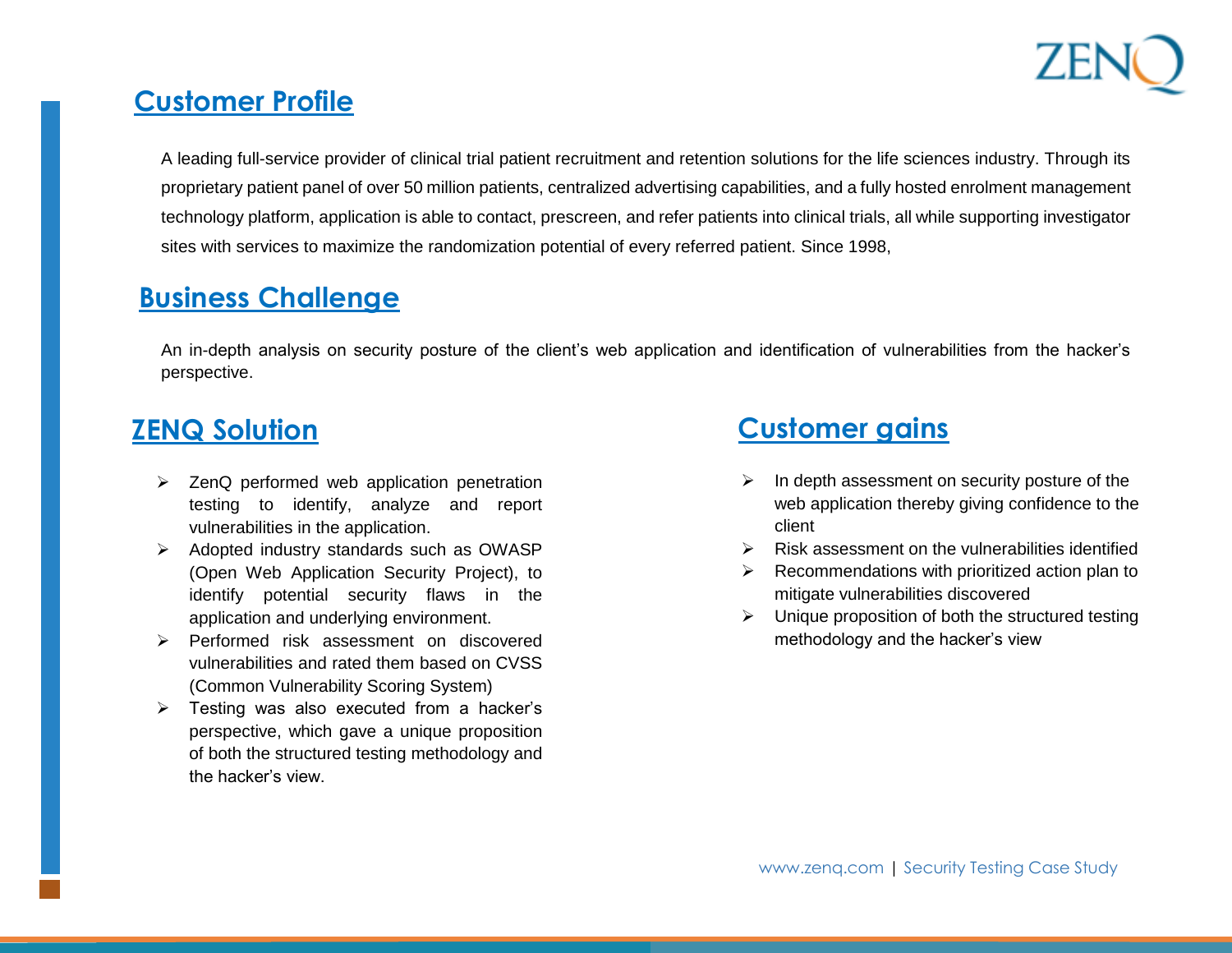## Customer Profile

A leading full-service provider of clinical trial patient recruitment and retention solutions for the life sciences industry. Through its proprietary patient panel of over 50 million patients, centralized advertising capabilities, and a fully hosted enrolment management technology platform, application is able to contact, prescreen, and refer patients into clinical trials, all while supporting investigator sites with services to maximize the randomization potential of every referred patient. Since 1998,

## Business Challenge

An in-depth analysis on security posture of the client's web application and identification of vulnerabilities from the hacker's perspective.

## ZENQ Solution

- ZenQ performed web application penetration testing to identify, analyze and report vulnerabilities in the application.
- Adopted industry standards such as OWASP (Open Web Application Security Project), to identify potential security flaws in the application and underlying environment.
- Performed risk assessment on discovered vulnerabilities and rated them based on CVSS (Common Vulnerability Scoring System)
- Testing was also executed from a hacker's perspective, which gave a unique proposition of both the structured testing methodology and the hacker's view.

## Customer gains

- In depth assessment on security posture of the web application thereby giving confidence to the client
- Risk assessment on the vulnerabilities identified
- Recommendations with prioritized action plan to mitigate vulnerabilities discovered
- Unique proposition of both the structured testing methodology and the hacker's view